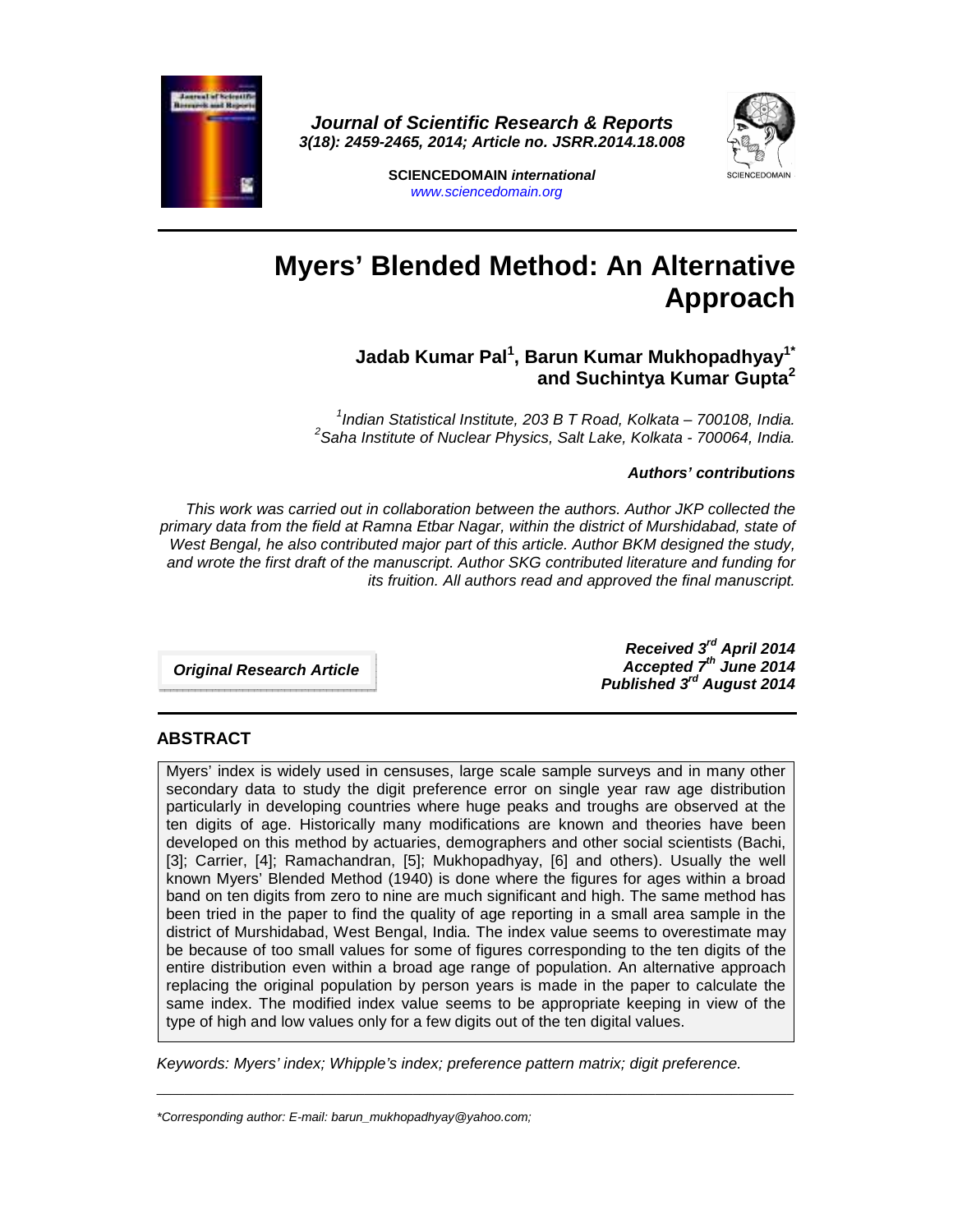# Myers' Blended Method: An Alternative Approach

**Jadab Kumar Pal[1], Barun Kumar Mukhopadhyay[1*] and Suchintya Kumar Gupta[2]**

*[1]Indian Statistical Institute, 203 B T Road, Kolkata – 700108, India.*
*[2]Saha Institute of Nuclear Physics, Salt Lake, Kolkata - 700064, India.*

***Authors' contributions***

*This work was carried out in collaboration between the authors. Author JKP collected the primary data from the field at Ramna Etbar Nagar, within the district of Murshidabad, state of West Bengal, he also contributed major part of this article. Author BKM designed the study, and wrote the first draft of the manuscript. Author SKG contributed literature and funding for its fruition. All authors read and approved the final manuscript.*

***Original Research Article***

***Received 3rd April 2014***
***Accepted 7th June 2014***
***Published 3rd August 2014***

## ABSTRACT

Myers' index is widely used in censuses, large scale sample surveys and in many other secondary data to study the digit preference error on single year raw age distribution particularly in developing countries where huge peaks and troughs are observed at the ten digits of age. Historically many modifications are known and theories have been developed on this method by actuaries, demographers and other social scientists (Bachi, [3]; Carrier, [4]; Ramachandran, [5]; Mukhopadhyay, [6] and others). Usually the well known Myers' Blended Method (1940) is done where the figures for ages within a broad band on ten digits from zero to nine are much significant and high. The same method has been tried in the paper to find the quality of age reporting in a small area sample in the district of Murshidabad, West Bengal, India. The index value seems to overestimate may be because of too small values for some of figures corresponding to the ten digits of the entire distribution even within a broad age range of population. An alternative approach replacing the original population by person years is made in the paper to calculate the same index. The modified index value seems to be appropriate keeping in view of the type of high and low values only for a few digits out of the ten digital values.

*Keywords: Myers' index; Whipple's index; preference pattern matrix; digit preference.*

---

*\*Corresponding author: E-mail: barun_mukhopadhyay@yahoo.com;*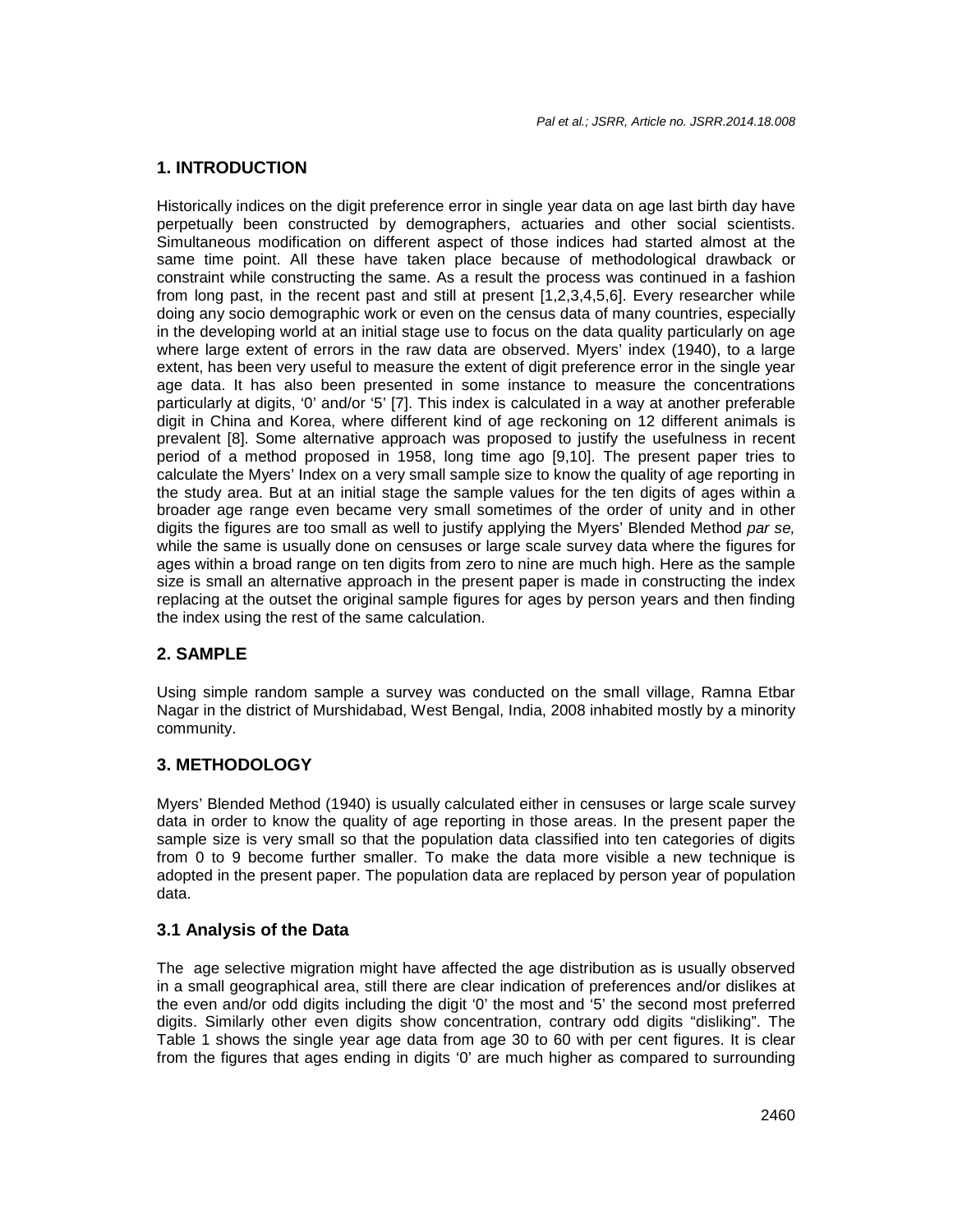## 1. INTRODUCTION

Historically indices on the digit preference error in single year data on age last birth day have perpetually been constructed by demographers, actuaries and other social scientists. Simultaneous modification on different aspect of those indices had started almost at the same time point. All these have taken place because of methodological drawback or constraint while constructing the same. As a result the process was continued in a fashion from long past, in the recent past and still at present [1,2,3,4,5,6]. Every researcher while doing any socio demographic work or even on the census data of many countries, especially in the developing world at an initial stage use to focus on the data quality particularly on age where large extent of errors in the raw data are observed. Myers' index (1940), to a large extent, has been very useful to measure the extent of digit preference error in the single year age data. It has also been presented in some instance to measure the concentrations particularly at digits, '0' and/or '5' [7]. This index is calculated in a way at another preferable digit in China and Korea, where different kind of age reckoning on 12 different animals is prevalent [8]. Some alternative approach was proposed to justify the usefulness in recent period of a method proposed in 1958, long time ago [9,10]. The present paper tries to calculate the Myers' Index on a very small sample size to know the quality of age reporting in the study area. But at an initial stage the sample values for the ten digits of ages within a broader age range even became very small sometimes of the order of unity and in other digits the figures are too small as well to justify applying the Myers' Blended Method *par se,* while the same is usually done on censuses or large scale survey data where the figures for ages within a broad range on ten digits from zero to nine are much high. Here as the sample size is small an alternative approach in the present paper is made in constructing the index replacing at the outset the original sample figures for ages by person years and then finding the index using the rest of the same calculation.

## 2. SAMPLE

Using simple random sample a survey was conducted on the small village, Ramna Etbar Nagar in the district of Murshidabad, West Bengal, India, 2008 inhabited mostly by a minority community.

## 3. METHODOLOGY

Myers' Blended Method (1940) is usually calculated either in censuses or large scale survey data in order to know the quality of age reporting in those areas. In the present paper the sample size is very small so that the population data classified into ten categories of digits from 0 to 9 become further smaller. To make the data more visible a new technique is adopted in the present paper. The population data are replaced by person year of population data.

### 3.1 Analysis of the Data

The age selective migration might have affected the age distribution as is usually observed in a small geographical area, still there are clear indication of preferences and/or dislikes at the even and/or odd digits including the digit '0' the most and '5' the second most preferred digits. Similarly other even digits show concentration, contrary odd digits "disliking". The Table 1 shows the single year age data from age 30 to 60 with per cent figures. It is clear from the figures that ages ending in digits '0' are much higher as compared to surrounding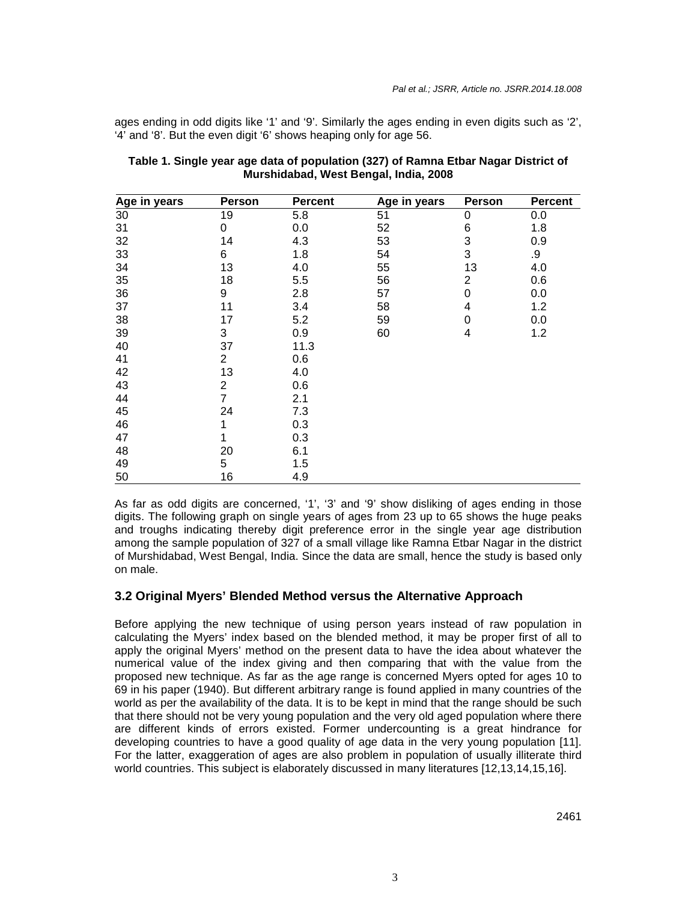ages ending in odd digits like '1' and '9'. Similarly the ages ending in even digits such as '2', '4' and '8'. But the even digit '6' shows heaping only for age 56.

**Table 1. Single year age data of population (327) of Ramna Etbar Nagar District of Murshidabad, West Bengal, India, 2008**

| Age in years | Person | Percent | Age in years | Person | Percent |
|---|---|---|---|---|---|
| 30 | 19 | 5.8 | 51 | 0 | 0.0 |
| 31 | 0 | 0.0 | 52 | 6 | 1.8 |
| 32 | 14 | 4.3 | 53 | 3 | 0.9 |
| 33 | 6 | 1.8 | 54 | 3 | .9 |
| 34 | 13 | 4.0 | 55 | 13 | 4.0 |
| 35 | 18 | 5.5 | 56 | 2 | 0.6 |
| 36 | 9 | 2.8 | 57 | 0 | 0.0 |
| 37 | 11 | 3.4 | 58 | 4 | 1.2 |
| 38 | 17 | 5.2 | 59 | 0 | 0.0 |
| 39 | 3 | 0.9 | 60 | 4 | 1.2 |
| 40 | 37 | 11.3 | | | |
| 41 | 2 | 0.6 | | | |
| 42 | 13 | 4.0 | | | |
| 43 | 2 | 0.6 | | | |
| 44 | 7 | 2.1 | | | |
| 45 | 24 | 7.3 | | | |
| 46 | 1 | 0.3 | | | |
| 47 | 1 | 0.3 | | | |
| 48 | 20 | 6.1 | | | |
| 49 | 5 | 1.5 | | | |
| 50 | 16 | 4.9 | | | |

As far as odd digits are concerned, '1', '3' and '9' show disliking of ages ending in those digits. The following graph on single years of ages from 23 up to 65 shows the huge peaks and troughs indicating thereby digit preference error in the single year age distribution among the sample population of 327 of a small village like Ramna Etbar Nagar in the district of Murshidabad, West Bengal, India. Since the data are small, hence the study is based only on male.

### 3.2 Original Myers' Blended Method versus the Alternative Approach

Before applying the new technique of using person years instead of raw population in calculating the Myers' index based on the blended method, it may be proper first of all to apply the original Myers' method on the present data to have the idea about whatever the numerical value of the index giving and then comparing that with the value from the proposed new technique. As far as the age range is concerned Myers opted for ages 10 to 69 in his paper (1940). But different arbitrary range is found applied in many countries of the world as per the availability of the data. It is to be kept in mind that the range should be such that there should not be very young population and the very old aged population where there are different kinds of errors existed. Former undercounting is a great hindrance for developing countries to have a good quality of age data in the very young population [11]. For the latter, exaggeration of ages are also problem in population of usually illiterate third world countries. This subject is elaborately discussed in many literatures [12,13,14,15,16].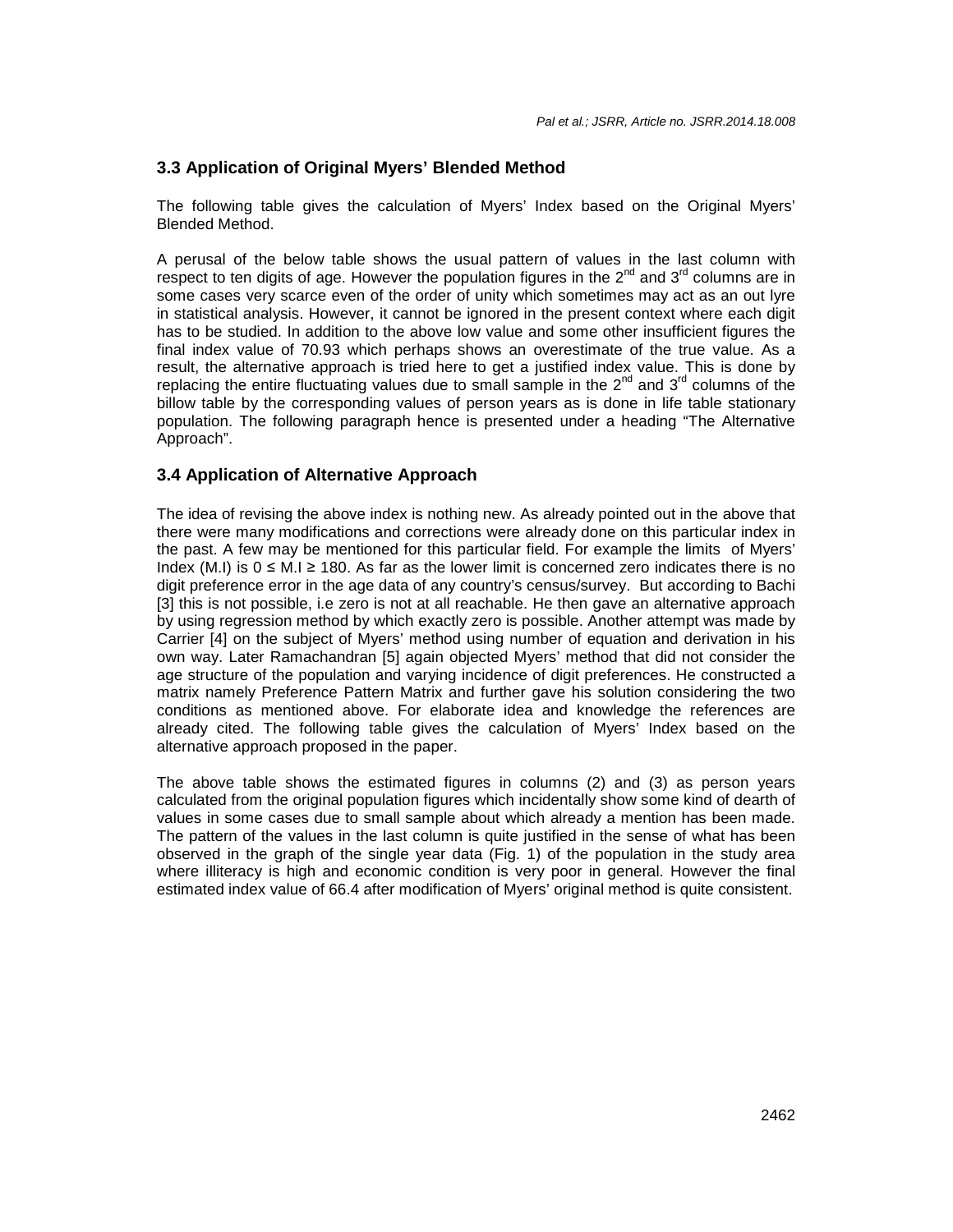### 3.3 Application of Original Myers' Blended Method

The following table gives the calculation of Myers' Index based on the Original Myers' Blended Method.

A perusal of the below table shows the usual pattern of values in the last column with respect to ten digits of age. However the population figures in the 2nd and 3rd columns are in some cases very scarce even of the order of unity which sometimes may act as an out lyre in statistical analysis. However, it cannot be ignored in the present context where each digit has to be studied. In addition to the above low value and some other insufficient figures the final index value of 70.93 which perhaps shows an overestimate of the true value. As a result, the alternative approach is tried here to get a justified index value. This is done by replacing the entire fluctuating values due to small sample in the 2nd and 3rd columns of the billow table by the corresponding values of person years as is done in life table stationary population. The following paragraph hence is presented under a heading "The Alternative Approach".

### 3.4 Application of Alternative Approach

The idea of revising the above index is nothing new. As already pointed out in the above that there were many modifications and corrections were already done on this particular index in the past. A few may be mentioned for this particular field. For example the limits of Myers' Index (M.I) is $0 \leq M.I \geq 180$. As far as the lower limit is concerned zero indicates there is no digit preference error in the age data of any country's census/survey. But according to Bachi [3] this is not possible, i.e zero is not at all reachable. He then gave an alternative approach by using regression method by which exactly zero is possible. Another attempt was made by Carrier [4] on the subject of Myers' method using number of equation and derivation in his own way. Later Ramachandran [5] again objected Myers' method that did not consider the age structure of the population and varying incidence of digit preferences. He constructed a matrix namely Preference Pattern Matrix and further gave his solution considering the two conditions as mentioned above. For elaborate idea and knowledge the references are already cited. The following table gives the calculation of Myers' Index based on the alternative approach proposed in the paper.

The above table shows the estimated figures in columns (2) and (3) as person years calculated from the original population figures which incidentally show some kind of dearth of values in some cases due to small sample about which already a mention has been made. The pattern of the values in the last column is quite justified in the sense of what has been observed in the graph of the single year data (Fig. 1) of the population in the study area where illiteracy is high and economic condition is very poor in general. However the final estimated index value of 66.4 after modification of Myers' original method is quite consistent.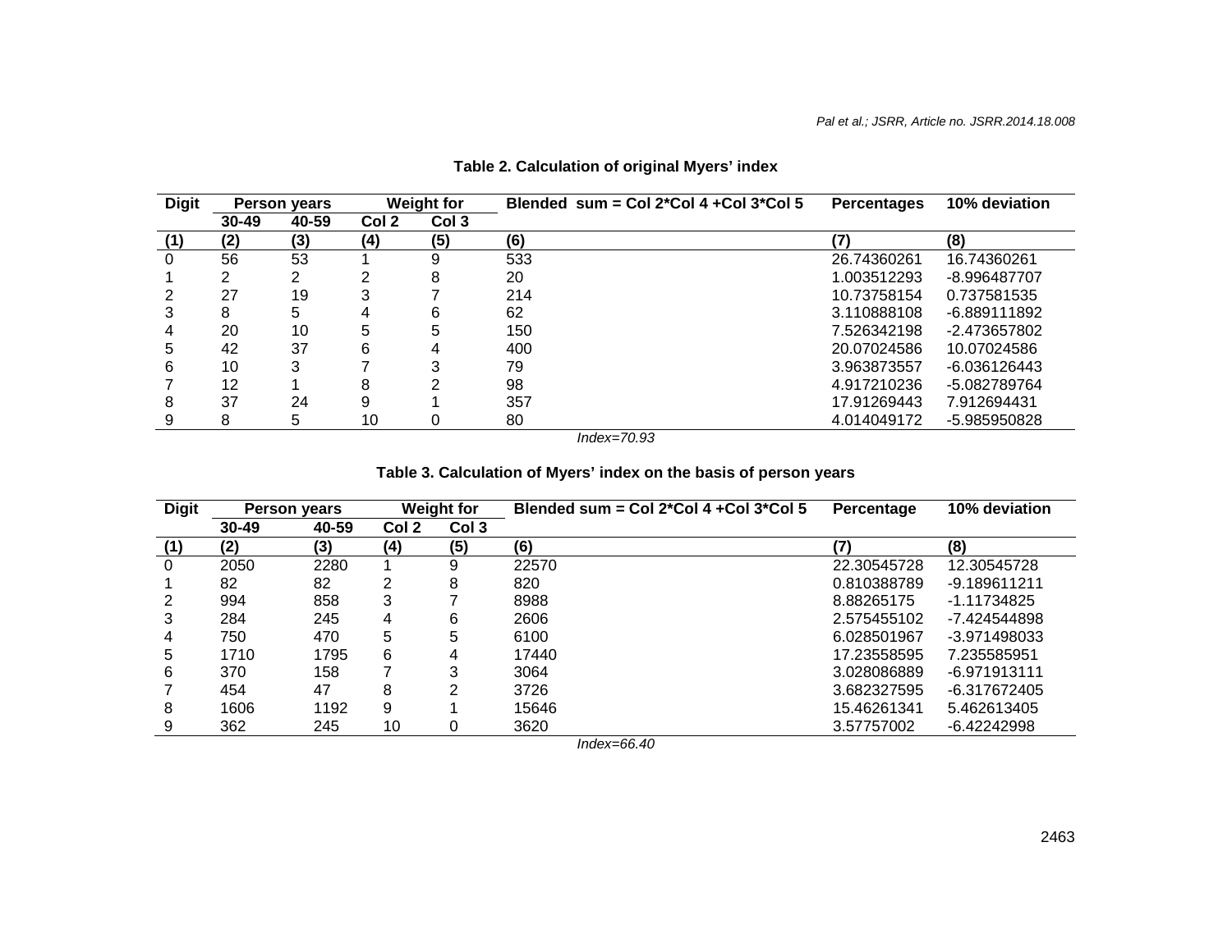**Table 2. Calculation of original Myers' index**

| Digit | Person years | | Weight for | | Blended sum = Col 2*Col 4 +Col 3*Col 5 | Percentages | 10% deviation |
|---|---|---|---|---|---|---|---|
| | 30-49 | 40-59 | Col 2 | Col 3 | | | |
| (1) | (2) | (3) | (4) | (5) | (6) | (7) | (8) |
| 0 | 56 | 53 | 1 | 9 | 533 | 26.74360261 | 16.74360261 |
| 1 | 2 | 2 | 2 | 8 | 20 | 1.003512293 | -8.996487707 |
| 2 | 27 | 19 | 3 | 7 | 214 | 10.73758154 | 0.737581535 |
| 3 | 8 | 5 | 4 | 6 | 62 | 3.110888108 | -6.889111892 |
| 4 | 20 | 10 | 5 | 5 | 150 | 7.526342198 | -2.473657802 |
| 5 | 42 | 37 | 6 | 4 | 400 | 20.07024586 | 10.07024586 |
| 6 | 10 | 3 | 7 | 3 | 79 | 3.963873557 | -6.036126443 |
| 7 | 12 | 1 | 8 | 2 | 98 | 4.917210236 | -5.082789764 |
| 8 | 37 | 24 | 9 | 1 | 357 | 17.91269443 | 7.912694431 |
| 9 | 8 | 5 | 10 | 0 | 80 | 4.014049172 | -5.985950828 |

*Index=70.93*

**Table 3. Calculation of Myers' index on the basis of person years**

| Digit | Person years | | Weight for | | Blended sum = Col 2*Col 4 +Col 3*Col 5 | Percentage | 10% deviation |
|---|---|---|---|---|---|---|---|
| | 30-49 | 40-59 | Col 2 | Col 3 | | | |
| (1) | (2) | (3) | (4) | (5) | (6) | (7) | (8) |
| 0 | 2050 | 2280 | 1 | 9 | 22570 | 22.30545728 | 12.30545728 |
| 1 | 82 | 82 | 2 | 8 | 820 | 0.810388789 | -9.189611211 |
| 2 | 994 | 858 | 3 | 7 | 8988 | 8.88265175 | -1.11734825 |
| 3 | 284 | 245 | 4 | 6 | 2606 | 2.575455102 | -7.424544898 |
| 4 | 750 | 470 | 5 | 5 | 6100 | 6.028501967 | -3.971498033 |
| 5 | 1710 | 1795 | 6 | 4 | 17440 | 17.23558595 | 7.235585951 |
| 6 | 370 | 158 | 7 | 3 | 3064 | 3.028086889 | -6.971913111 |
| 7 | 454 | 47 | 8 | 2 | 3726 | 3.682327595 | -6.317672405 |
| 8 | 1606 | 1192 | 9 | 1 | 15646 | 15.46261341 | 5.462613405 |
| 9 | 362 | 245 | 10 | 0 | 3620 | 3.57757002 | -6.42242998 |

*Index=66.40*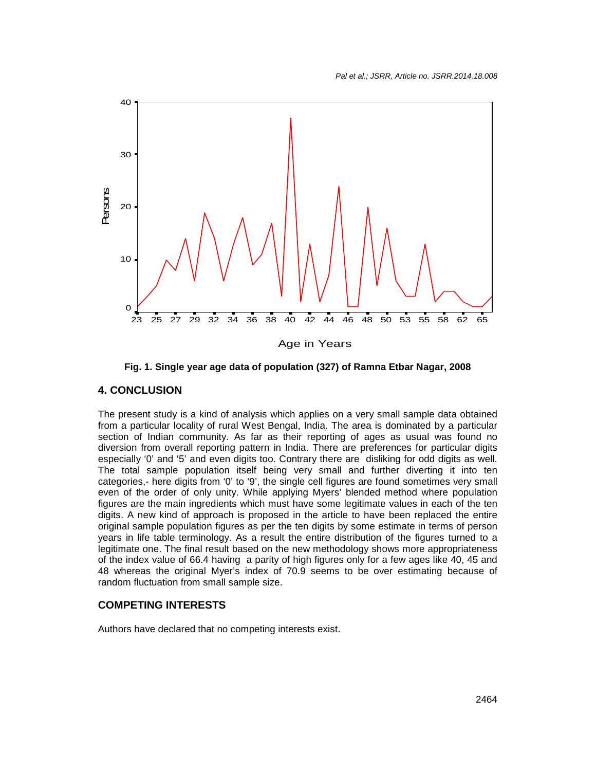**Fig. 1. Single year age data of population (327) of Ramna Etbar Nagar, 2008**

## 4. CONCLUSION

The present study is a kind of analysis which applies on a very small sample data obtained from a particular locality of rural West Bengal, India. The area is dominated by a particular section of Indian community. As far as their reporting of ages as usual was found no diversion from overall reporting pattern in India. There are preferences for particular digits especially '0' and '5' and even digits too. Contrary there are disliking for odd digits as well. The total sample population itself being very small and further diverting it into ten categories,- here digits from '0' to '9', the single cell figures are found sometimes very small even of the order of only unity. While applying Myers' blended method where population figures are the main ingredients which must have some legitimate values in each of the ten digits. A new kind of approach is proposed in the article to have been replaced the entire original sample population figures as per the ten digits by some estimate in terms of person years in life table terminology. As a result the entire distribution of the figures turned to a legitimate one. The final result based on the new methodology shows more appropriateness of the index value of 66.4 having a parity of high figures only for a few ages like 40, 45 and 48 whereas the original Myer's index of 70.9 seems to be over estimating because of random fluctuation from small sample size.

## COMPETING INTERESTS

Authors have declared that no competing interests exist.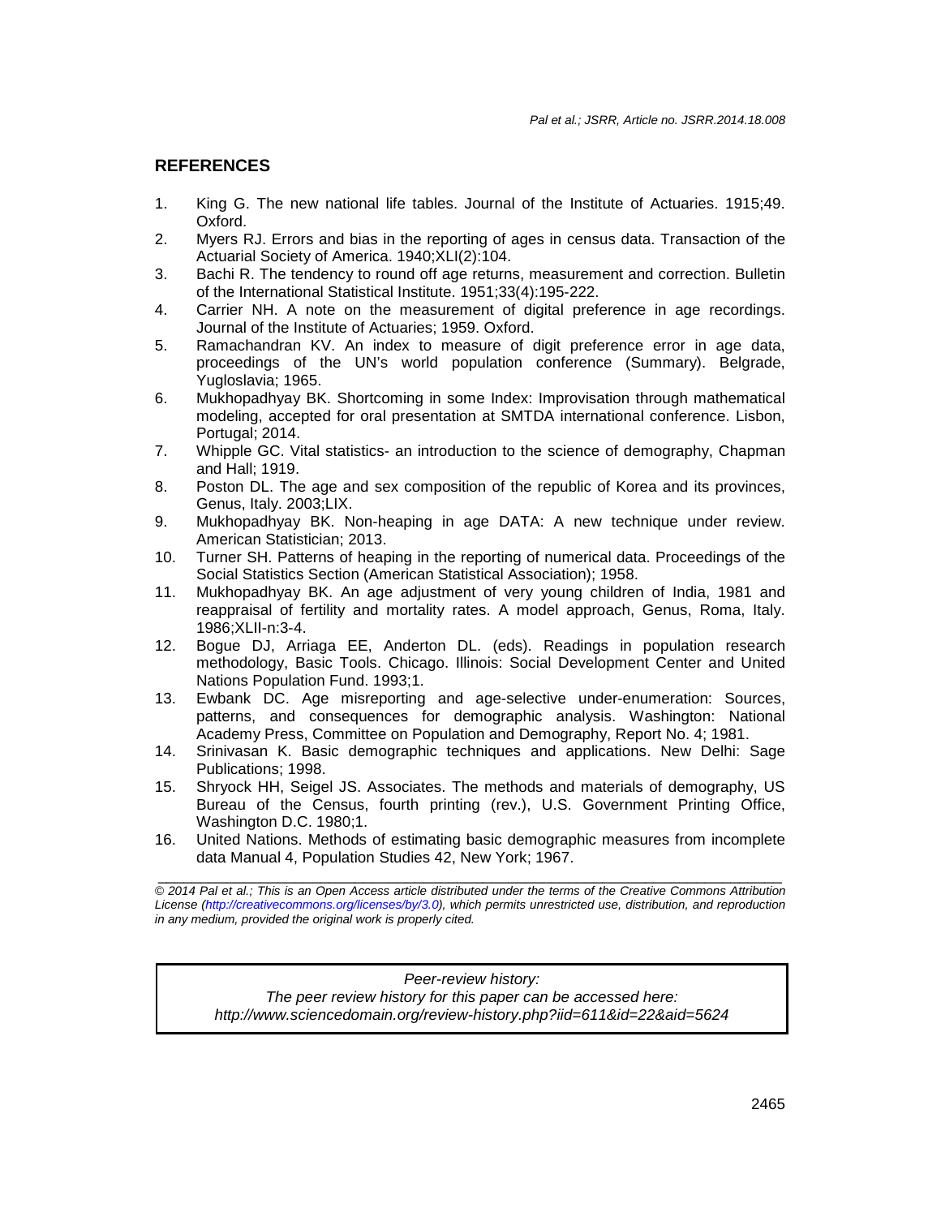## REFERENCES

1. King G. The new national life tables. Journal of the Institute of Actuaries. 1915;49. Oxford.
2. Myers RJ. Errors and bias in the reporting of ages in census data. Transaction of the Actuarial Society of America. 1940;XLI(2):104.
3. Bachi R. The tendency to round off age returns, measurement and correction. Bulletin of the International Statistical Institute. 1951;33(4):195-222.
4. Carrier NH. A note on the measurement of digital preference in age recordings. Journal of the Institute of Actuaries; 1959. Oxford.
5. Ramachandran KV. An index to measure of digit preference error in age data, proceedings of the UN's world population conference (Summary). Belgrade, Yugloslavia; 1965.
6. Mukhopadhyay BK. Shortcoming in some Index: Improvisation through mathematical modeling, accepted for oral presentation at SMTDA international conference. Lisbon, Portugal; 2014.
7. Whipple GC. Vital statistics- an introduction to the science of demography, Chapman and Hall; 1919.
8. Poston DL. The age and sex composition of the republic of Korea and its provinces, Genus, Italy. 2003;LIX.
9. Mukhopadhyay BK. Non-heaping in age DATA: A new technique under review. American Statistician; 2013.
10. Turner SH. Patterns of heaping in the reporting of numerical data. Proceedings of the Social Statistics Section (American Statistical Association); 1958.
11. Mukhopadhyay BK. An age adjustment of very young children of India, 1981 and reappraisal of fertility and mortality rates. A model approach, Genus, Roma, Italy. 1986;XLII-n:3-4.
12. Bogue DJ, Arriaga EE, Anderton DL. (eds). Readings in population research methodology, Basic Tools. Chicago. Illinois: Social Development Center and United Nations Population Fund. 1993;1.
13. Ewbank DC. Age misreporting and age-selective under-enumeration: Sources, patterns, and consequences for demographic analysis. Washington: National Academy Press, Committee on Population and Demography, Report No. 4; 1981.
14. Srinivasan K. Basic demographic techniques and applications. New Delhi: Sage Publications; 1998.
15. Shryock HH, Seigel JS. Associates. The methods and materials of demography, US Bureau of the Census, fourth printing (rev.), U.S. Government Printing Office, Washington D.C. 1980;1.
16. United Nations. Methods of estimating basic demographic measures from incomplete data Manual 4, Population Studies 42, New York; 1967.

---

*© 2014 Pal et al.; This is an Open Access article distributed under the terms of the Creative Commons Attribution License (http://creativecommons.org/licenses/by/3.0), which permits unrestricted use, distribution, and reproduction in any medium, provided the original work is properly cited.*

*Peer-review history:*
*The peer review history for this paper can be accessed here:*
*http://www.sciencedomain.org/review-history.php?iid=611&id=22&aid=5624*